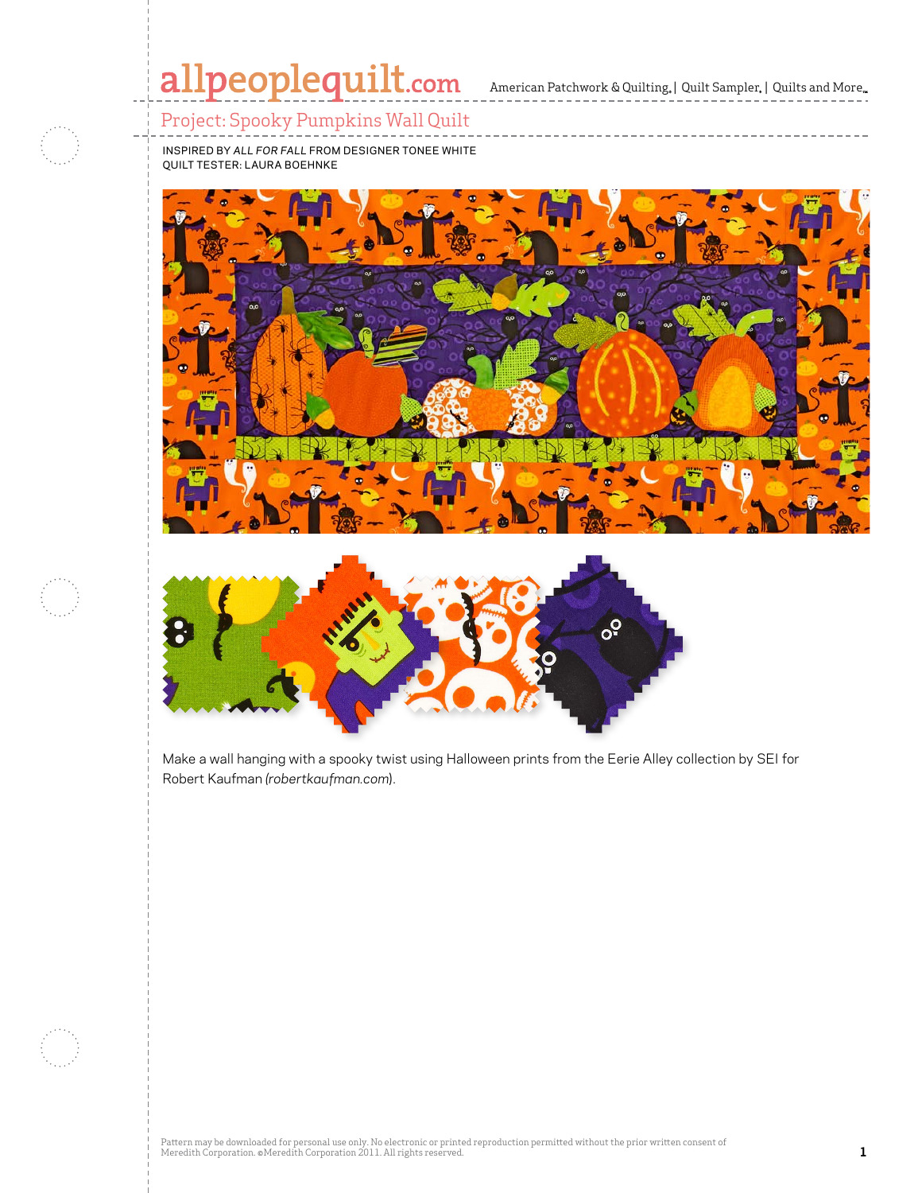# Project: Spooky Pumpkins Wall Quilt

INSPIRED BY *ALL FOR FALL* FROM DESIGNER TONEE WHITE
QUILT TESTER: LAURA BOEHNKE

Make a wall hanging with a spooky twist using Halloween prints from the Eerie Alley collection by SEI for Robert Kaufman (*robertkaufman.com*).

Pattern may be downloaded for personal use only. No electronic or printed reproduction permitted without the prior written consent of Meredith Corporation. ©Meredith Corporation 2011. All rights reserved.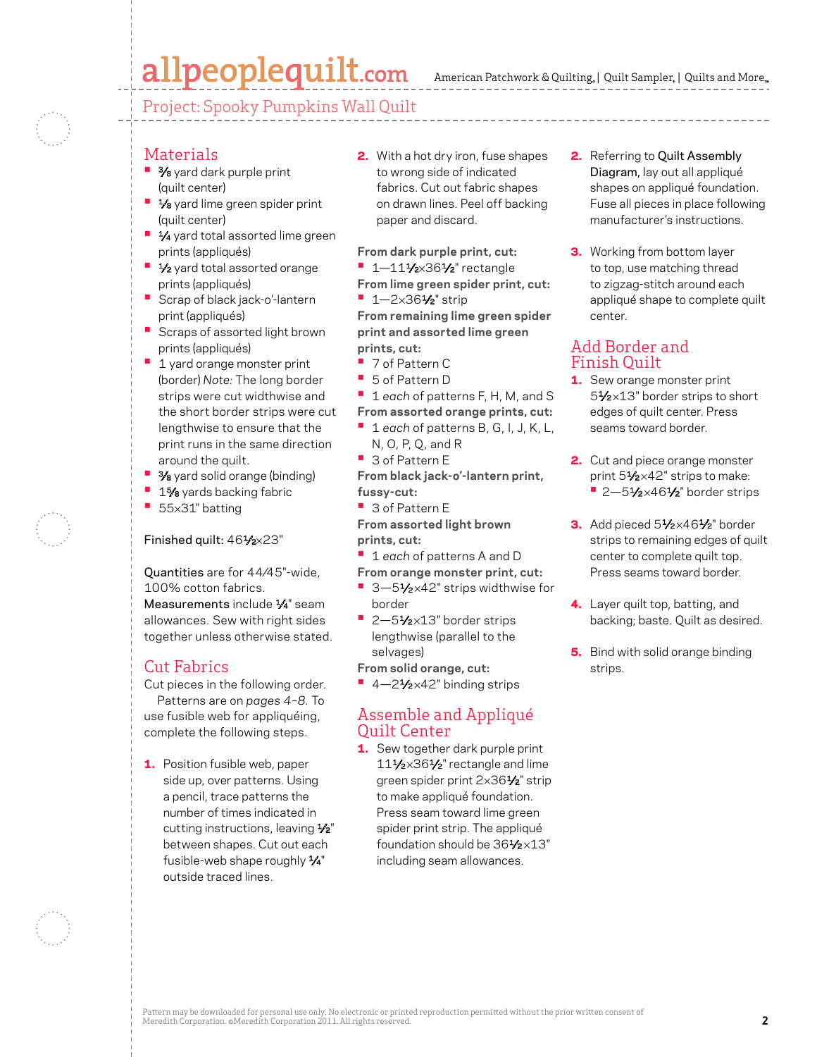Project: Spooky Pumpkins Wall Quilt

## Materials

- ⅜ yard dark purple print (quilt center)
- ⅛ yard lime green spider print (quilt center)
- ¼ yard total assorted lime green prints (appliqués)
- ½ yard total assorted orange prints (appliqués)
- Scrap of black jack-o'-lantern print (appliqués)
- Scraps of assorted light brown prints (appliqués)
- 1 yard orange monster print (border) *Note:* The long border strips were cut widthwise and the short border strips were cut lengthwise to ensure that the print runs in the same direction around the quilt.
- ⅜ yard solid orange (binding)
- 1⅝ yards backing fabric
- 55×31" batting

Finished quilt: 46½×23"

Quantities are for 44/45"-wide, 100% cotton fabrics. Measurements include ¼" seam allowances. Sew with right sides together unless otherwise stated.

## Cut Fabrics

Cut pieces in the following order. Patterns are on *pages 4–8*. To use fusible web for appliquéing, complete the following steps.

1. Position fusible web, paper side up, over patterns. Using a pencil, trace patterns the number of times indicated in cutting instructions, leaving ½" between shapes. Cut out each fusible-web shape roughly ¼" outside traced lines.
2. With a hot dry iron, fuse shapes to wrong side of indicated fabrics. Cut out fabric shapes on drawn lines. Peel off backing paper and discard.

**From dark purple print, cut:**
- 1—11½×36½" rectangle

**From lime green spider print, cut:**
- 1—2×36½" strip

**From remaining lime green spider print and assorted lime green prints, cut:**
- 7 of Pattern C
- 5 of Pattern D
- 1 *each* of patterns F, H, M, and S

**From assorted orange prints, cut:**
- 1 *each* of patterns B, G, I, J, K, L, N, O, P, Q, and R
- 3 of Pattern E

**From black jack-o'-lantern print, fussy-cut:**
- 3 of Pattern E

**From assorted light brown prints, cut:**
- 1 *each* of patterns A and D

**From orange monster print, cut:**
- 3—5½×42" strips widthwise for border
- 2—5½×13" border strips lengthwise (parallel to the selvages)

**From solid orange, cut:**
- 4—2½×42" binding strips

## Assemble and Appliqué Quilt Center

1. Sew together dark purple print 11½×36½" rectangle and lime green spider print 2×36½" strip to make appliqué foundation. Press seam toward lime green spider print strip. The appliqué foundation should be 36½×13" including seam allowances.
2. Referring to Quilt Assembly Diagram, lay out all appliqué shapes on appliqué foundation. Fuse all pieces in place following manufacturer's instructions.
3. Working from bottom layer to top, use matching thread to zigzag-stitch around each appliqué shape to complete quilt center.

## Add Border and Finish Quilt

1. Sew orange monster print 5½×13" border strips to short edges of quilt center. Press seams toward border.
2. Cut and piece orange monster print 5½×42" strips to make:
   - 2—5½×46½" border strips
3. Add pieced 5½×46½" border strips to remaining edges of quilt center to complete quilt top. Press seams toward border.
4. Layer quilt top, batting, and backing; baste. Quilt as desired.
5. Bind with solid orange binding strips.

Pattern may be downloaded for personal use only. No electronic or printed reproduction permitted without the prior written consent of Meredith Corporation. ©Meredith Corporation 2011. All rights reserved.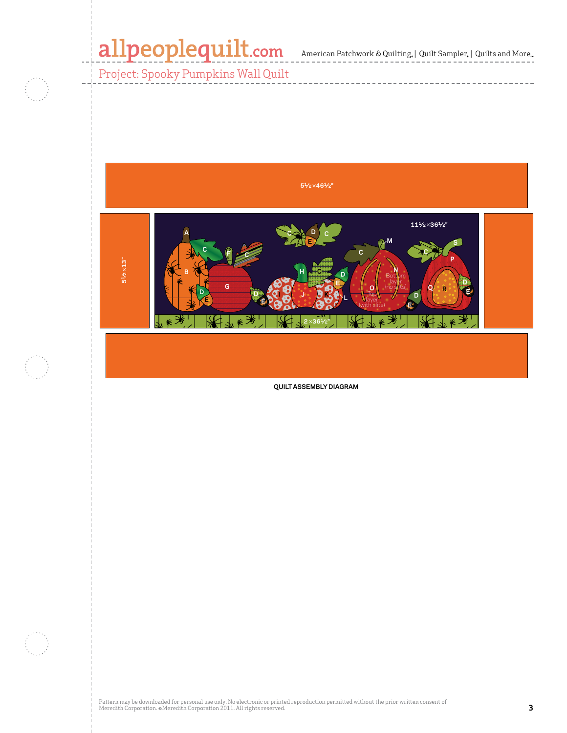Project: Spooky Pumpkins Wall Quilt

5½×46½"

5½×13"

11½×36½"

2×36½"

A B C D E F G H I J K L M N O P Q R S

Bottom layer (no slits)

Top layer (with slits)

QUILT ASSEMBLY DIAGRAM

Pattern may be downloaded for personal use only. No electronic or printed reproduction permitted without the prior written consent of Meredith Corporation. ©Meredith Corporation 2011. All rights reserved.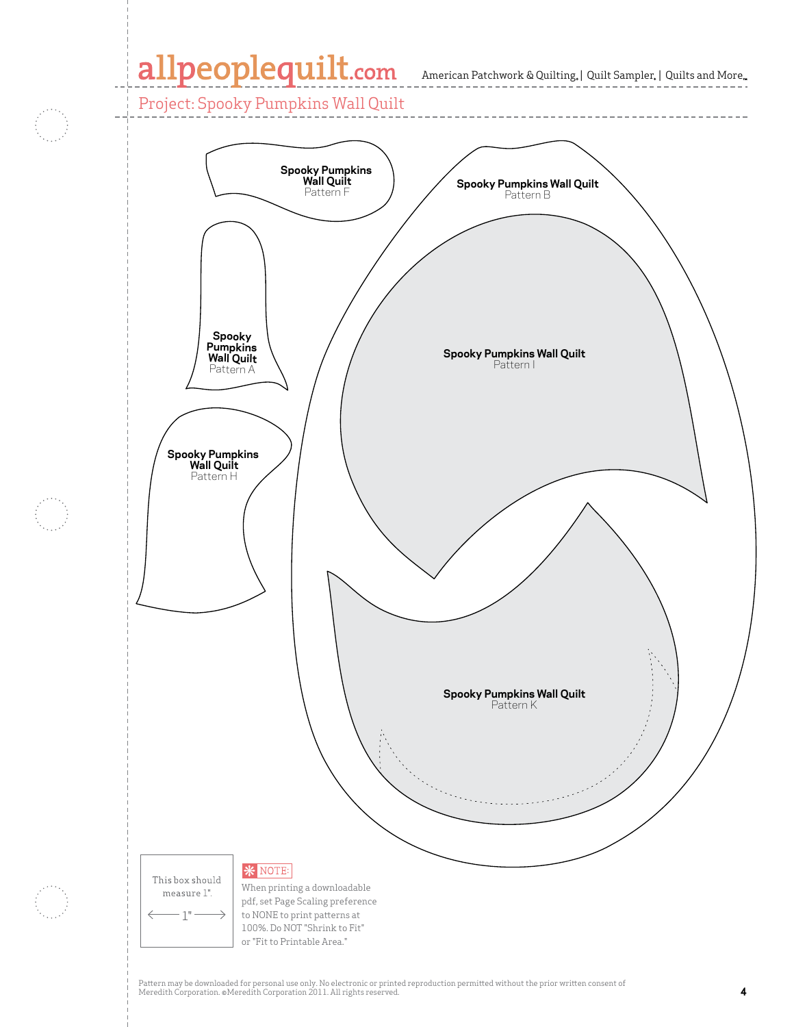Project: Spooky Pumpkins Wall Quilt

**Spooky Pumpkins Wall Quilt**
Pattern F

**Spooky Pumpkins Wall Quilt**
Pattern B

**Spooky Pumpkins Wall Quilt**
Pattern A

**Spooky Pumpkins Wall Quilt**
Pattern I

**Spooky Pumpkins Wall Quilt**
Pattern H

**Spooky Pumpkins Wall Quilt**
Pattern K

This box should measure 1".

1"

NOTE:
When printing a downloadable pdf, set Page Scaling preference to NONE to print patterns at 100%. Do NOT "Shrink to Fit" or "Fit to Printable Area."

Pattern may be downloaded for personal use only. No electronic or printed reproduction permitted without the prior written consent of Meredith Corporation. ©Meredith Corporation 2011. All rights reserved.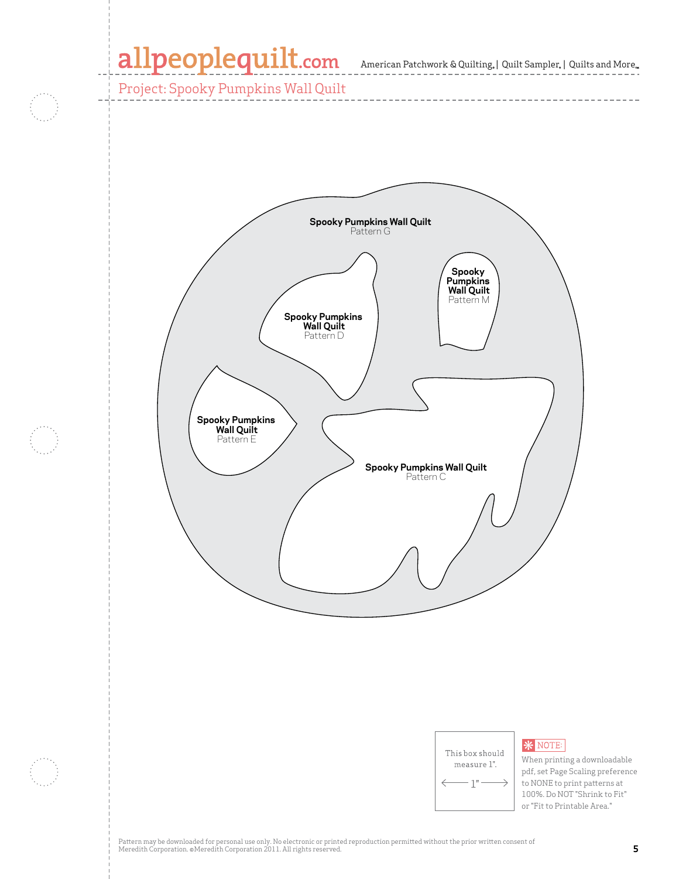Project: Spooky Pumpkins Wall Quilt

**Spooky Pumpkins Wall Quilt**
Pattern G

**Spooky Pumpkins Wall Quilt**
Pattern M

**Spooky Pumpkins Wall Quilt**
Pattern D

**Spooky Pumpkins Wall Quilt**
Pattern E

**Spooky Pumpkins Wall Quilt**
Pattern C

This box should measure 1".

← 1" →

NOTE: When printing a downloadable pdf, set Page Scaling preference to NONE to print patterns at 100%. Do NOT "Shrink to Fit" or "Fit to Printable Area."

Pattern may be downloaded for personal use only. No electronic or printed reproduction permitted without the prior written consent of Meredith Corporation. ©Meredith Corporation 2011. All rights reserved.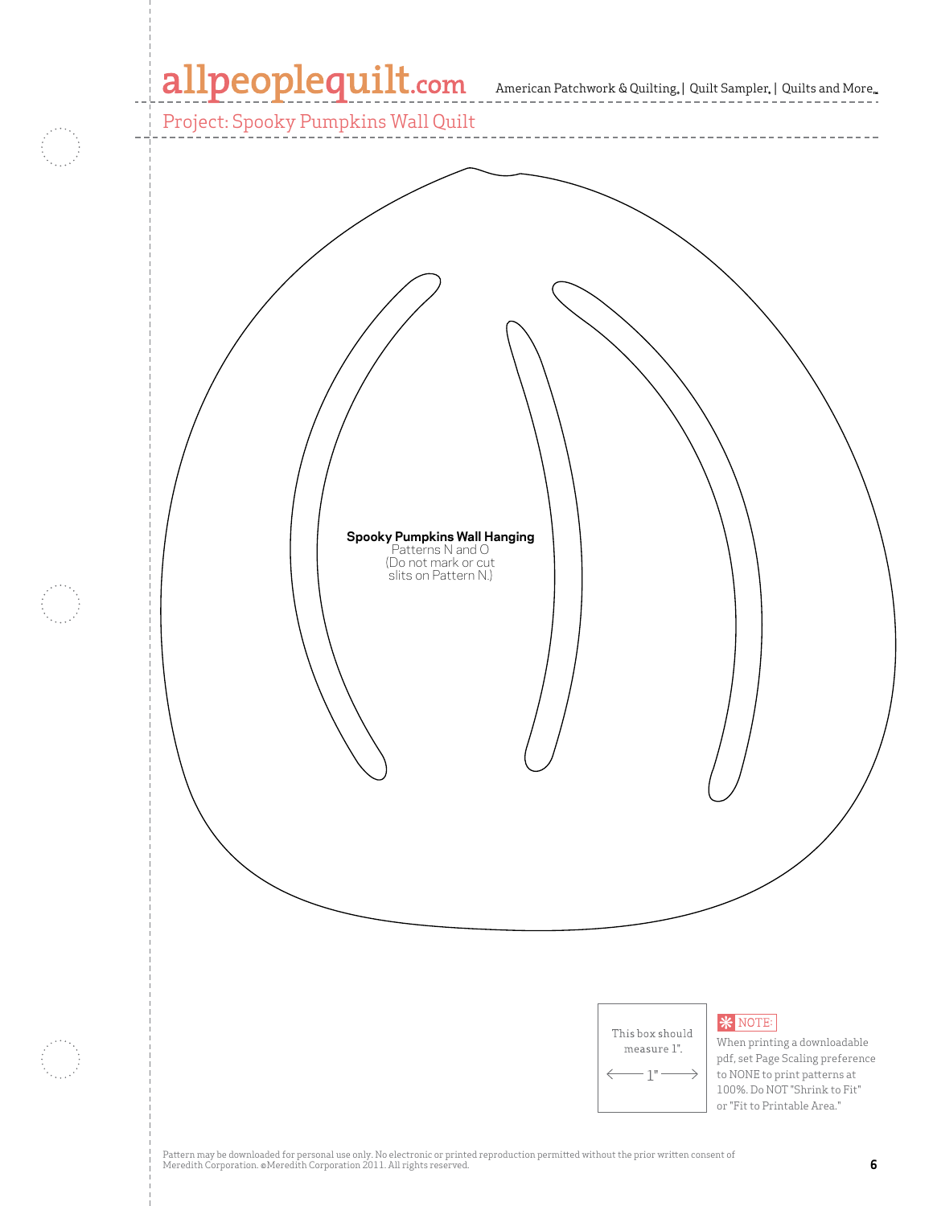Project: Spooky Pumpkins Wall Quilt

**Spooky Pumpkins Wall Hanging**
Patterns N and O
(Do not mark or cut slits on Pattern N.)

This box should measure 1".

1"

NOTE:
When printing a downloadable pdf, set Page Scaling preference to NONE to print patterns at 100%. Do NOT "Shrink to Fit" or "Fit to Printable Area."

Pattern may be downloaded for personal use only. No electronic or printed reproduction permitted without the prior written consent of Meredith Corporation. ©Meredith Corporation 2011. All rights reserved.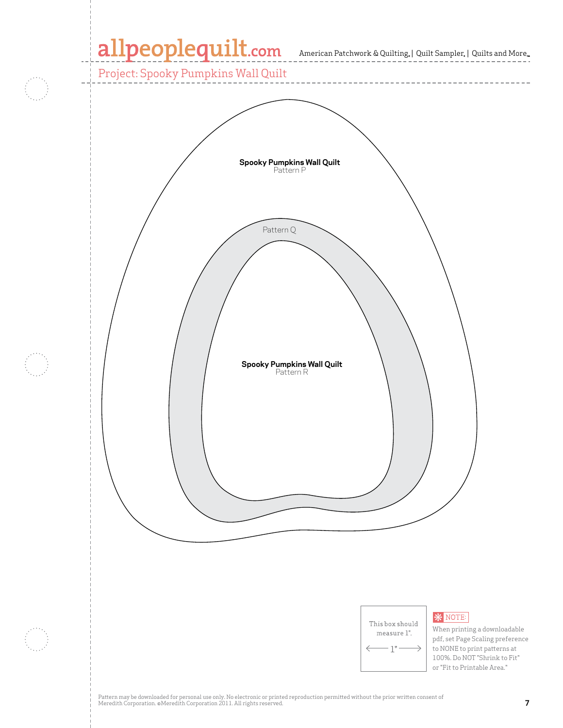Project: Spooky Pumpkins Wall Quilt

**Spooky Pumpkins Wall Quilt**
Pattern P

Pattern Q

**Spooky Pumpkins Wall Quilt**
Pattern R

This box should measure 1".

1"

NOTE: When printing a downloadable pdf, set Page Scaling preference to NONE to print patterns at 100%. Do NOT "Shrink to Fit" or "Fit to Printable Area."

Pattern may be downloaded for personal use only. No electronic or printed reproduction permitted without the prior written consent of Meredith Corporation. ©Meredith Corporation 2011. All rights reserved.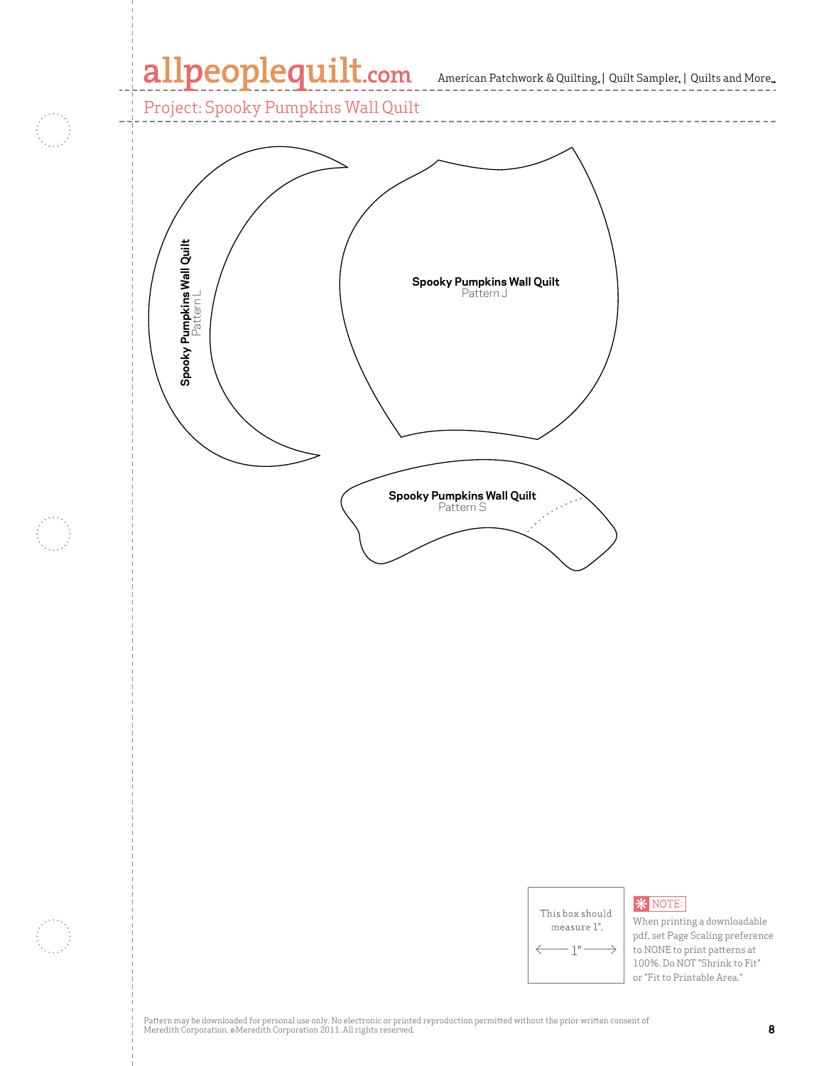Project: Spooky Pumpkins Wall Quilt

**Spooky Pumpkins Wall Quilt**
Pattern L

**Spooky Pumpkins Wall Quilt**
Pattern J

**Spooky Pumpkins Wall Quilt**
Pattern S

This box should measure 1".

1"

NOTE:
When printing a downloadable pdf, set Page Scaling preference to NONE to print patterns at 100%. Do NOT "Shrink to Fit" or "Fit to Printable Area."

Pattern may be downloaded for personal use only. No electronic or printed reproduction permitted without the prior written consent of Meredith Corporation. ©Meredith Corporation 2011. All rights reserved.